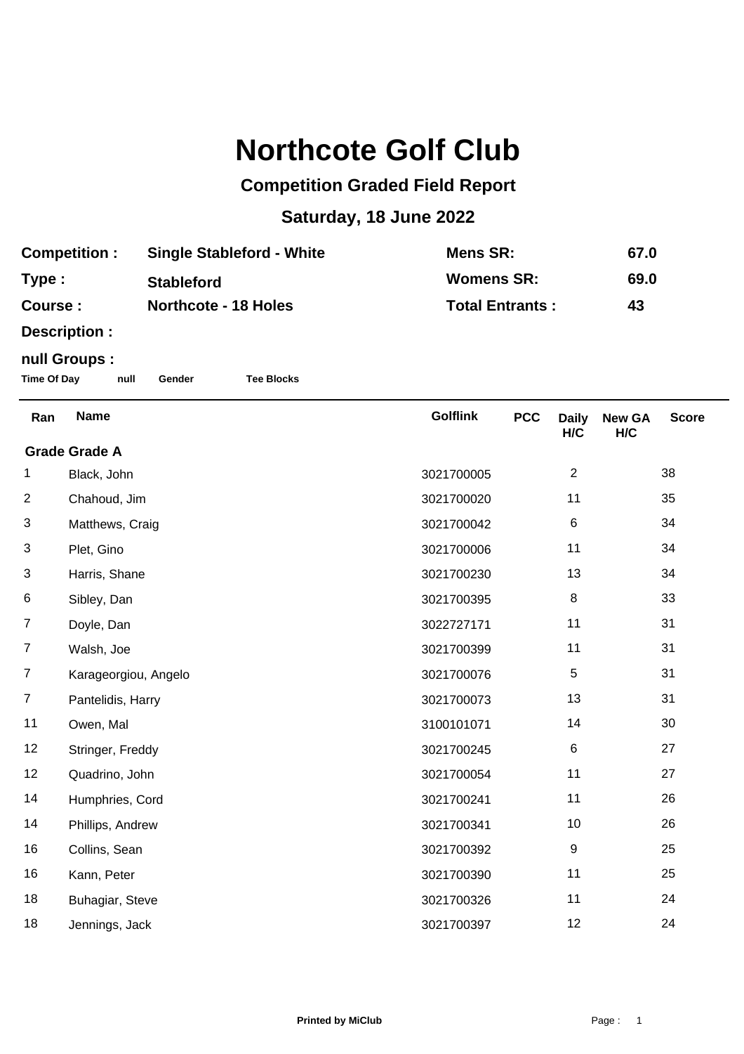# Northcote Golf Club

## Competition Graded Field Report

## Saturday, 18 June 2022

| | | | |
|---|---|---|---|
| **Competition :** | **Single Stableford - White** | **Mens SR:** | **67.0** |
| **Type :** | **Stableford** | **Womens SR:** | **69.0** |
| **Course :** | **Northcote - 18 Holes** | **Total Entrants :** | **43** |

**Description :**

**null Groups :**

**Time Of Day** **null** **Gender** **Tee Blocks**

| Ran | Name | Golflink | PCC | Daily H/C | New GA H/C | Score |
|---|---|---|---|---|---|---|
| **Grade Grade A** | | | | | | |
| 1 | Black, John | 3021700005 | | 2 | | 38 |
| 2 | Chahoud, Jim | 3021700020 | | 11 | | 35 |
| 3 | Matthews, Craig | 3021700042 | | 6 | | 34 |
| 3 | Plet, Gino | 3021700006 | | 11 | | 34 |
| 3 | Harris, Shane | 3021700230 | | 13 | | 34 |
| 6 | Sibley, Dan | 3021700395 | | 8 | | 33 |
| 7 | Doyle, Dan | 3022727171 | | 11 | | 31 |
| 7 | Walsh, Joe | 3021700399 | | 11 | | 31 |
| 7 | Karageorgiou, Angelo | 3021700076 | | 5 | | 31 |
| 7 | Pantelidis, Harry | 3021700073 | | 13 | | 31 |
| 11 | Owen, Mal | 3100101071 | | 14 | | 30 |
| 12 | Stringer, Freddy | 3021700245 | | 6 | | 27 |
| 12 | Quadrino, John | 3021700054 | | 11 | | 27 |
| 14 | Humphries, Cord | 3021700241 | | 11 | | 26 |
| 14 | Phillips, Andrew | 3021700341 | | 10 | | 26 |
| 16 | Collins, Sean | 3021700392 | | 9 | | 25 |
| 16 | Kann, Peter | 3021700390 | | 11 | | 25 |
| 18 | Buhagiar, Steve | 3021700326 | | 11 | | 24 |
| 18 | Jennings, Jack | 3021700397 | | 12 | | 24 |

**Printed by MiClub**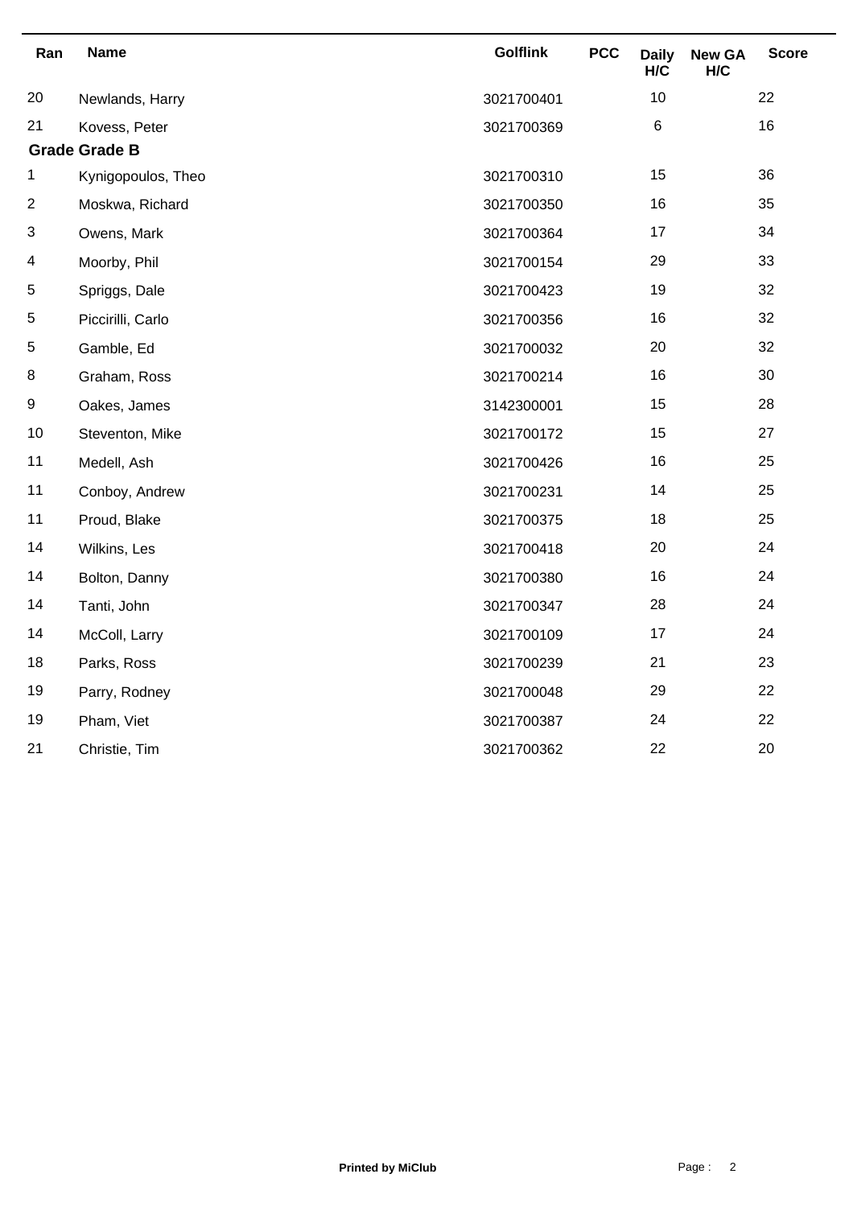| Ran | Name | Golflink | PCC | Daily H/C | New GA H/C | Score |
|---|---|---|---|---|---|---|
| 20 | Newlands, Harry | 3021700401 | | 10 | | 22 |
| 21 | Kovess, Peter | 3021700369 | | 6 | | 16 |

**Grade Grade B**

| Ran | Name | Golflink | PCC | Daily H/C | New GA H/C | Score |
|---|---|---|---|---|---|---|
| 1 | Kynigopoulos, Theo | 3021700310 | | 15 | | 36 |
| 2 | Moskwa, Richard | 3021700350 | | 16 | | 35 |
| 3 | Owens, Mark | 3021700364 | | 17 | | 34 |
| 4 | Moorby, Phil | 3021700154 | | 29 | | 33 |
| 5 | Spriggs, Dale | 3021700423 | | 19 | | 32 |
| 5 | Piccirilli, Carlo | 3021700356 | | 16 | | 32 |
| 5 | Gamble, Ed | 3021700032 | | 20 | | 32 |
| 8 | Graham, Ross | 3021700214 | | 16 | | 30 |
| 9 | Oakes, James | 3142300001 | | 15 | | 28 |
| 10 | Steventon, Mike | 3021700172 | | 15 | | 27 |
| 11 | Medell, Ash | 3021700426 | | 16 | | 25 |
| 11 | Conboy, Andrew | 3021700231 | | 14 | | 25 |
| 11 | Proud, Blake | 3021700375 | | 18 | | 25 |
| 14 | Wilkins, Les | 3021700418 | | 20 | | 24 |
| 14 | Bolton, Danny | 3021700380 | | 16 | | 24 |
| 14 | Tanti, John | 3021700347 | | 28 | | 24 |
| 14 | McColl, Larry | 3021700109 | | 17 | | 24 |
| 18 | Parks, Ross | 3021700239 | | 21 | | 23 |
| 19 | Parry, Rodney | 3021700048 | | 29 | | 22 |
| 19 | Pham, Viet | 3021700387 | | 24 | | 22 |
| 21 | Christie, Tim | 3021700362 | | 22 | | 20 |

**Printed by MiClub**